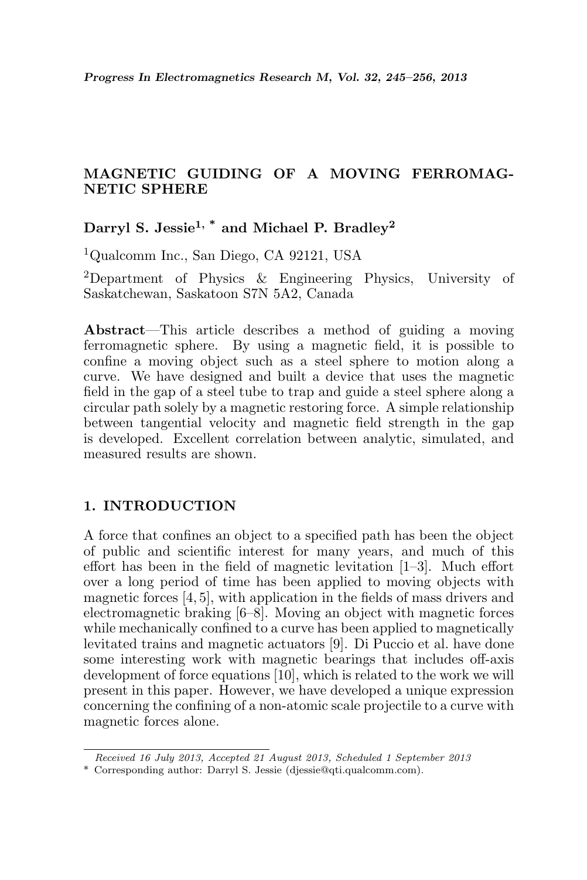# MAGNETIC GUIDING OF A MOVING FERROMAGNETIC SPHERE

**Darryl S. Jessie[1, *] and Michael P. Bradley[2]**

[1]Qualcomm Inc., San Diego, CA 92121, USA

[2]Department of Physics & Engineering Physics, University of Saskatchewan, Saskatoon S7N 5A2, Canada

**Abstract**—This article describes a method of guiding a moving ferromagnetic sphere. By using a magnetic field, it is possible to confine a moving object such as a steel sphere to motion along a curve. We have designed and built a device that uses the magnetic field in the gap of a steel tube to trap and guide a steel sphere along a circular path solely by a magnetic restoring force. A simple relationship between tangential velocity and magnetic field strength in the gap is developed. Excellent correlation between analytic, simulated, and measured results are shown.

## 1. INTRODUCTION

A force that confines an object to a specified path has been the object of public and scientific interest for many years, and much of this effort has been in the field of magnetic levitation [1–3]. Much effort over a long period of time has been applied to moving objects with magnetic forces [4, 5], with application in the fields of mass drivers and electromagnetic braking [6–8]. Moving an object with magnetic forces while mechanically confined to a curve has been applied to magnetically levitated trains and magnetic actuators [9]. Di Puccio et al. have done some interesting work with magnetic bearings that includes off-axis development of force equations [10], which is related to the work we will present in this paper. However, we have developed a unique expression concerning the confining of a non-atomic scale projectile to a curve with magnetic forces alone.

*Received 16 July 2013, Accepted 21 August 2013, Scheduled 1 September 2013*

\* Corresponding author: Darryl S. Jessie (djessie@qti.qualcomm.com).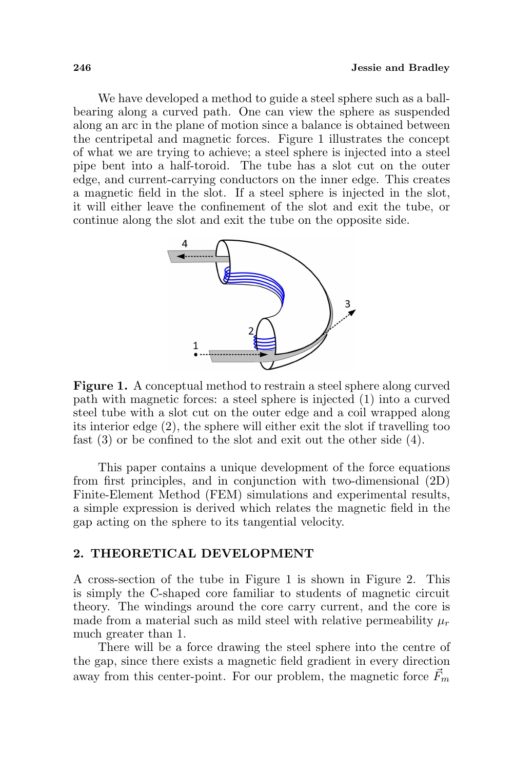We have developed a method to guide a steel sphere such as a ball-bearing along a curved path. One can view the sphere as suspended along an arc in the plane of motion since a balance is obtained between the centripetal and magnetic forces. Figure 1 illustrates the concept of what we are trying to achieve; a steel sphere is injected into a steel pipe bent into a half-toroid. The tube has a slot cut on the outer edge, and current-carrying conductors on the inner edge. This creates a magnetic field in the slot. If a steel sphere is injected in the slot, it will either leave the confinement of the slot and exit the tube, or continue along the slot and exit the tube on the opposite side.

**Figure 1.** A conceptual method to restrain a steel sphere along curved path with magnetic forces: a steel sphere is injected (1) into a curved steel tube with a slot cut on the outer edge and a coil wrapped along its interior edge (2), the sphere will either exit the slot if travelling too fast (3) or be confined to the slot and exit out the other side (4).

This paper contains a unique development of the force equations from first principles, and in conjunction with two-dimensional (2D) Finite-Element Method (FEM) simulations and experimental results, a simple expression is derived which relates the magnetic field in the gap acting on the sphere to its tangential velocity.

## 2. THEORETICAL DEVELOPMENT

A cross-section of the tube in Figure 1 is shown in Figure 2. This is simply the C-shaped core familiar to students of magnetic circuit theory. The windings around the core carry current, and the core is made from a material such as mild steel with relative permeability $\mu_r$ much greater than 1.

There will be a force drawing the steel sphere into the centre of the gap, since there exists a magnetic field gradient in every direction away from this center-point. For our problem, the magnetic force $\vec{F}_m$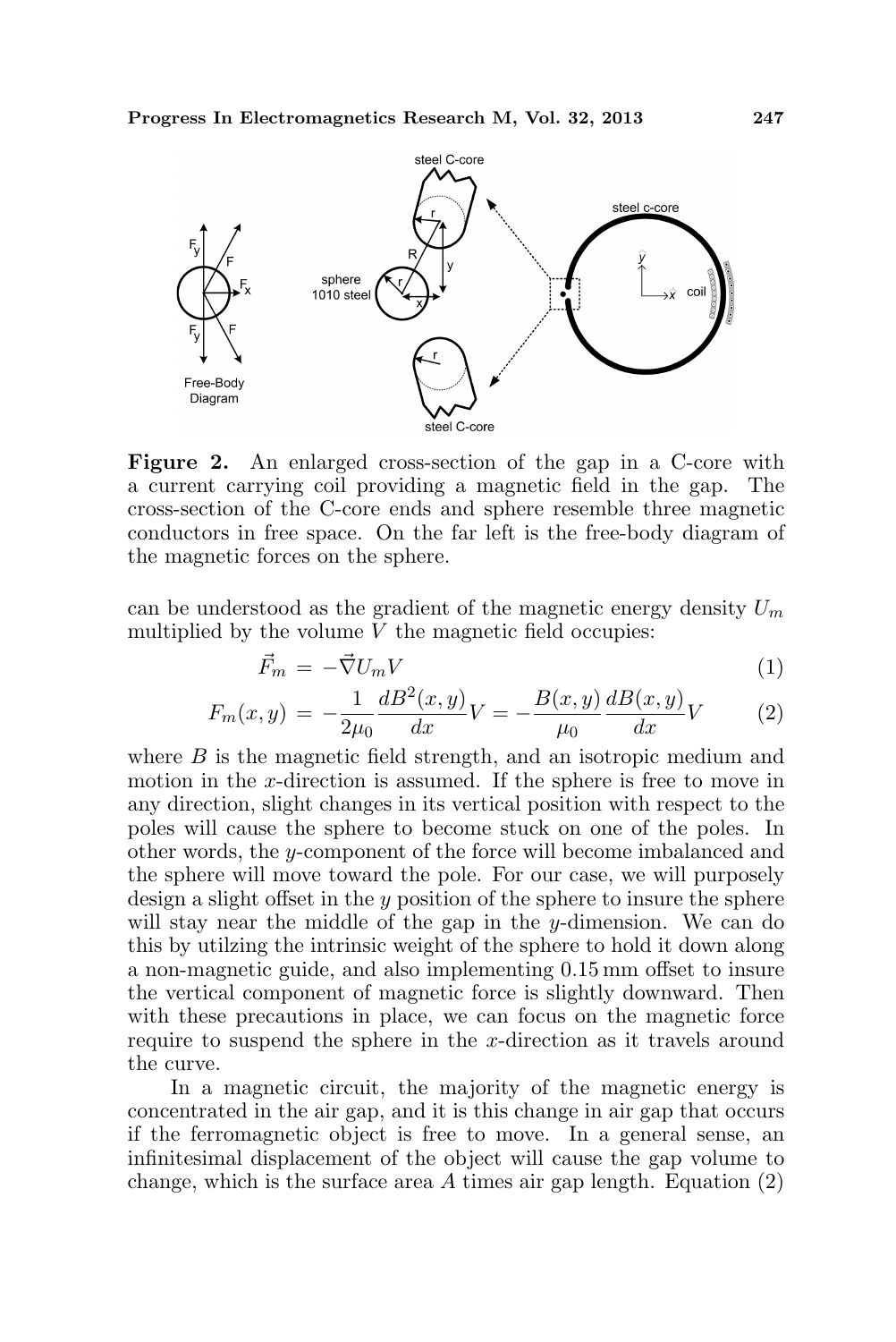**Figure 2.** An enlarged cross-section of the gap in a C-core with a current carrying coil providing a magnetic field in the gap. The cross-section of the C-core ends and sphere resemble three magnetic conductors in free space. On the far left is the free-body diagram of the magnetic forces on the sphere.

can be understood as the gradient of the magnetic energy density $U_m$ multiplied by the volume $V$ the magnetic field occupies:

$$\vec{F}_m = -\vec{\nabla} U_m V \tag{1}$$

$$F_m(x, y) = -\frac{1}{2\mu_0}\frac{dB^2(x, y)}{dx}V = -\frac{B(x, y)}{\mu_0}\frac{dB(x, y)}{dx}V \tag{2}$$

where $B$ is the magnetic field strength, and an isotropic medium and motion in the $x$-direction is assumed. If the sphere is free to move in any direction, slight changes in its vertical position with respect to the poles will cause the sphere to become stuck on one of the poles. In other words, the $y$-component of the force will become imbalanced and the sphere will move toward the pole. For our case, we will purposely design a slight offset in the $y$ position of the sphere to insure the sphere will stay near the middle of the gap in the $y$-dimension. We can do this by utilzing the intrinsic weight of the sphere to hold it down along a non-magnetic guide, and also implementing 0.15 mm offset to insure the vertical component of magnetic force is slightly downward. Then with these precautions in place, we can focus on the magnetic force require to suspend the sphere in the $x$-direction as it travels around the curve.

In a magnetic circuit, the majority of the magnetic energy is concentrated in the air gap, and it is this change in air gap that occurs if the ferromagnetic object is free to move. In a general sense, an infinitesimal displacement of the object will cause the gap volume to change, which is the surface area $A$ times air gap length. Equation (2)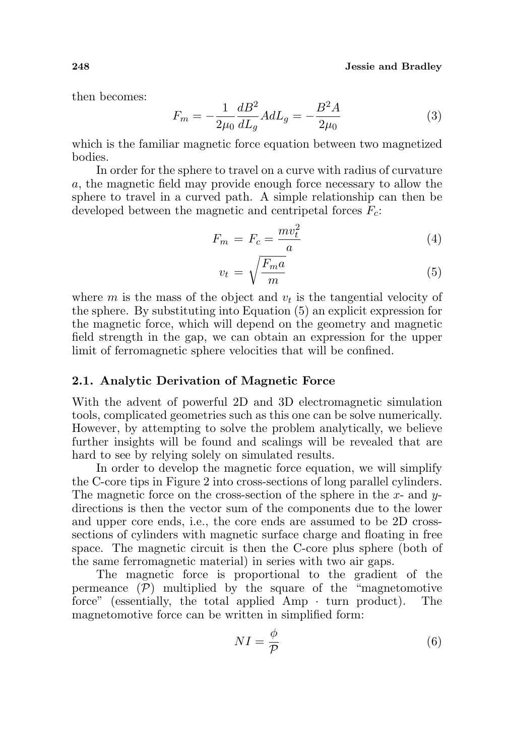then becomes:

$$F_m = -\frac{1}{2\mu_0}\frac{dB^2}{dL_g}AdL_g = -\frac{B^2 A}{2\mu_0} \tag{3}$$

which is the familiar magnetic force equation between two magnetized bodies.

In order for the sphere to travel on a curve with radius of curvature $a$, the magnetic field may provide enough force necessary to allow the sphere to travel in a curved path. A simple relationship can then be developed between the magnetic and centripetal forces $F_c$:

$$F_m = F_c = \frac{mv_t^2}{a} \tag{4}$$

$$v_t = \sqrt{\frac{F_m a}{m}} \tag{5}$$

where $m$ is the mass of the object and $v_t$ is the tangential velocity of the sphere. By substituting into Equation (5) an explicit expression for the magnetic force, which will depend on the geometry and magnetic field strength in the gap, we can obtain an expression for the upper limit of ferromagnetic sphere velocities that will be confined.

### 2.1. Analytic Derivation of Magnetic Force

With the advent of powerful 2D and 3D electromagnetic simulation tools, complicated geometries such as this one can be solve numerically. However, by attempting to solve the problem analytically, we believe further insights will be found and scalings will be revealed that are hard to see by relying solely on simulated results.

In order to develop the magnetic force equation, we will simplify the C-core tips in Figure 2 into cross-sections of long parallel cylinders. The magnetic force on the cross-section of the sphere in the $x$- and $y$-directions is then the vector sum of the components due to the lower and upper core ends, i.e., the core ends are assumed to be 2D cross-sections of cylinders with magnetic surface charge and floating in free space. The magnetic circuit is then the C-core plus sphere (both of the same ferromagnetic material) in series with two air gaps.

The magnetic force is proportional to the gradient of the permeance ($\mathcal{P}$) multiplied by the square of the "magnetomotive force" (essentially, the total applied Amp · turn product). The magnetomotive force can be written in simplified form:

$$NI = \frac{\phi}{\mathcal{P}} \tag{6}$$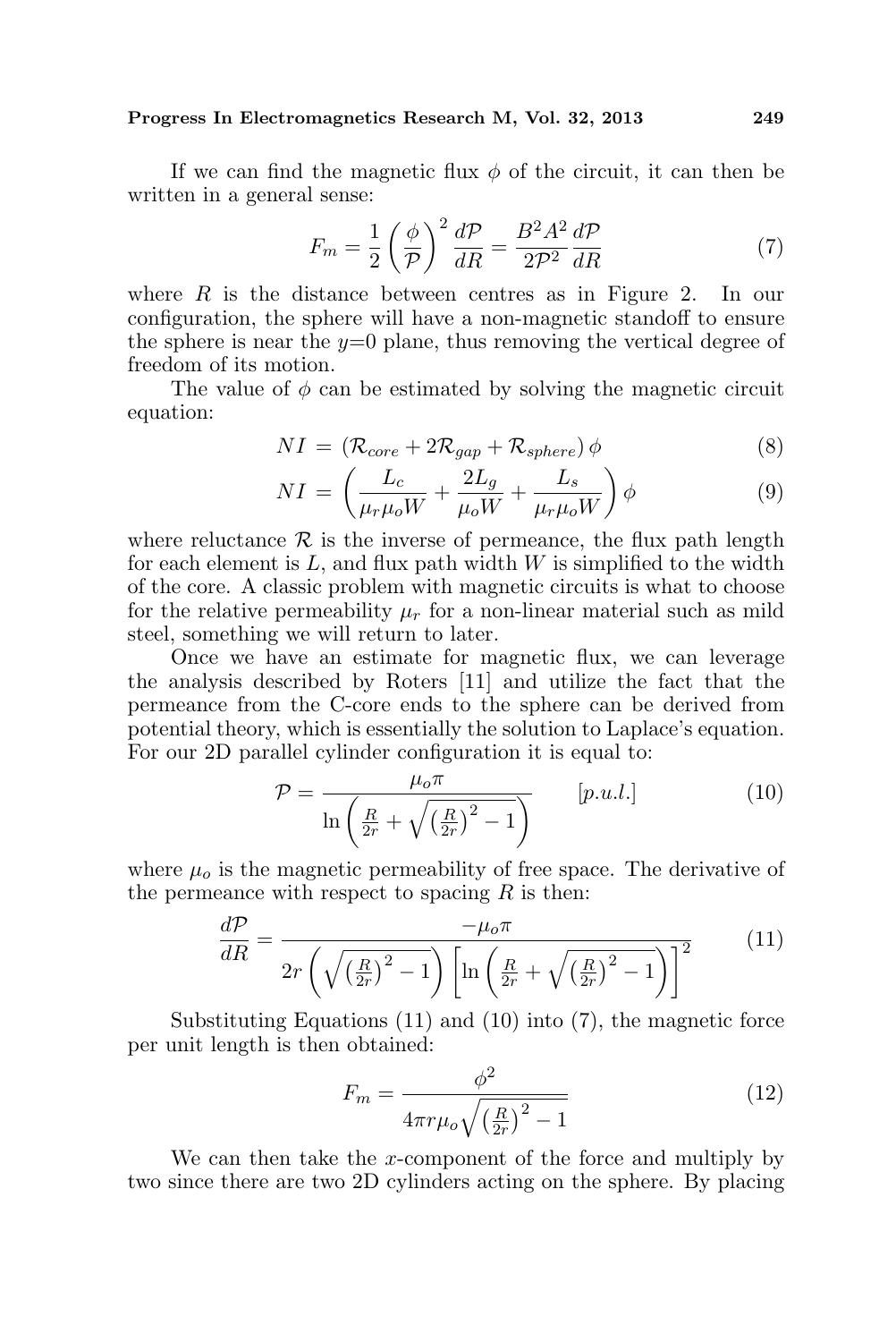If we can find the magnetic flux $\phi$ of the circuit, it can then be written in a general sense:

$$F_m = \frac{1}{2}\left(\frac{\phi}{\mathcal{P}}\right)^2 \frac{d\mathcal{P}}{dR} = \frac{B^2 A^2}{2\mathcal{P}^2}\frac{d\mathcal{P}}{dR} \tag{7}$$

where $R$ is the distance between centres as in Figure 2. In our configuration, the sphere will have a non-magnetic standoff to ensure the sphere is near the $y$=0 plane, thus removing the vertical degree of freedom of its motion.

The value of $\phi$ can be estimated by solving the magnetic circuit equation:

$$NI = \left(\mathcal{R}_{core} + 2\mathcal{R}_{gap} + \mathcal{R}_{sphere}\right)\phi \tag{8}$$

$$NI = \left(\frac{L_c}{\mu_r \mu_o W} + \frac{2L_g}{\mu_o W} + \frac{L_s}{\mu_r \mu_o W}\right)\phi \tag{9}$$

where reluctance $\mathcal{R}$ is the inverse of permeance, the flux path length for each element is $L$, and flux path width $W$ is simplified to the width of the core. A classic problem with magnetic circuits is what to choose for the relative permeability $\mu_r$ for a non-linear material such as mild steel, something we will return to later.

Once we have an estimate for magnetic flux, we can leverage the analysis described by Roters [11] and utilize the fact that the permeance from the C-core ends to the sphere can be derived from potential theory, which is essentially the solution to Laplace's equation. For our 2D parallel cylinder configuration it is equal to:

$$\mathcal{P} = \frac{\mu_o \pi}{\ln\left(\frac{R}{2r} + \sqrt{\left(\frac{R}{2r}\right)^2 - 1}\right)} \qquad [p.u.l.] \tag{10}$$

where $\mu_o$ is the magnetic permeability of free space. The derivative of the permeance with respect to spacing $R$ is then:

$$\frac{d\mathcal{P}}{dR} = \frac{-\mu_o \pi}{2r\left(\sqrt{\left(\frac{R}{2r}\right)^2 - 1}\right)\left[\ln\left(\frac{R}{2r} + \sqrt{\left(\frac{R}{2r}\right)^2 - 1}\right)\right]^2} \tag{11}$$

Substituting Equations (11) and (10) into (7), the magnetic force per unit length is then obtained:

$$F_m = \frac{\phi^2}{4\pi r \mu_o \sqrt{\left(\frac{R}{2r}\right)^2 - 1}} \tag{12}$$

We can then take the $x$-component of the force and multiply by two since there are two 2D cylinders acting on the sphere. By placing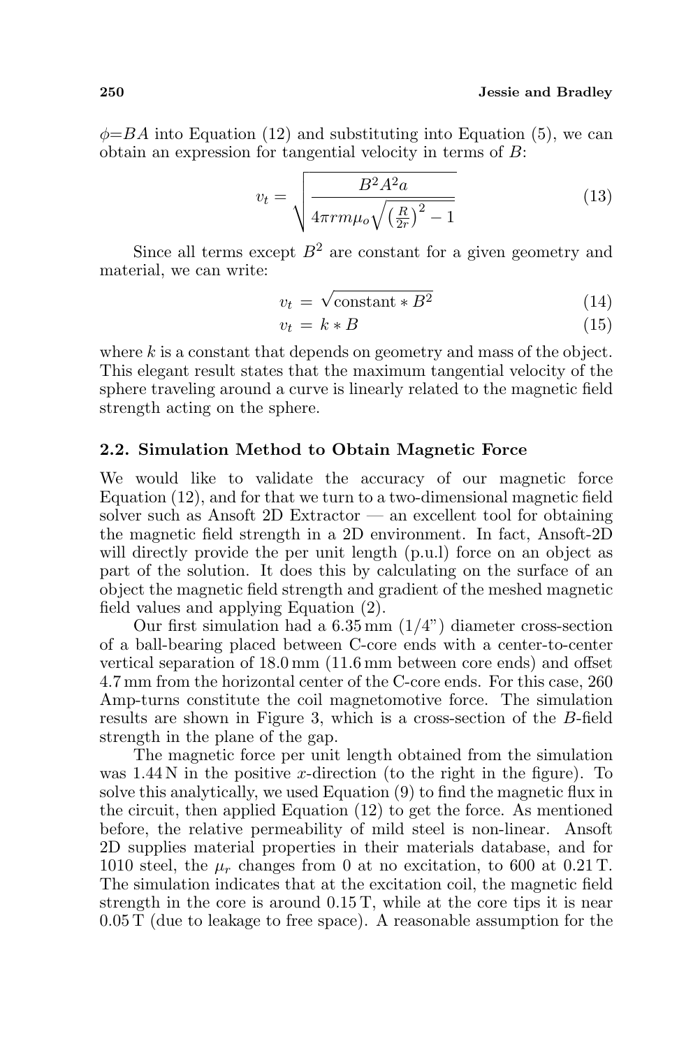$\phi = BA$ into Equation (12) and substituting into Equation (5), we can obtain an expression for tangential velocity in terms of $B$:

$$v_t = \sqrt{\frac{B^2 A^2 a}{4\pi r m \mu_o \sqrt{\left(\frac{R}{2r}\right)^2 - 1}}} \tag{13}$$

Since all terms except $B^2$ are constant for a given geometry and material, we can write:

$$v_t = \sqrt{\text{constant} * B^2} \tag{14}$$

$$v_t = k * B \tag{15}$$

where $k$ is a constant that depends on geometry and mass of the object. This elegant result states that the maximum tangential velocity of the sphere traveling around a curve is linearly related to the magnetic field strength acting on the sphere.

## 2.2. Simulation Method to Obtain Magnetic Force

We would like to validate the accuracy of our magnetic force Equation (12), and for that we turn to a two-dimensional magnetic field solver such as Ansoft 2D Extractor — an excellent tool for obtaining the magnetic field strength in a 2D environment. In fact, Ansoft-2D will directly provide the per unit length (p.u.l) force on an object as part of the solution. It does this by calculating on the surface of an object the magnetic field strength and gradient of the meshed magnetic field values and applying Equation (2).

Our first simulation had a 6.35 mm (1/4") diameter cross-section of a ball-bearing placed between C-core ends with a center-to-center vertical separation of 18.0 mm (11.6 mm between core ends) and offset 4.7 mm from the horizontal center of the C-core ends. For this case, 260 Amp-turns constitute the coil magnetomotive force. The simulation results are shown in Figure 3, which is a cross-section of the $B$-field strength in the plane of the gap.

The magnetic force per unit length obtained from the simulation was 1.44 N in the positive $x$-direction (to the right in the figure). To solve this analytically, we used Equation (9) to find the magnetic flux in the circuit, then applied Equation (12) to get the force. As mentioned before, the relative permeability of mild steel is non-linear. Ansoft 2D supplies material properties in their materials database, and for 1010 steel, the $\mu_r$ changes from 0 at no excitation, to 600 at 0.21 T. The simulation indicates that at the excitation coil, the magnetic field strength in the core is around 0.15 T, while at the core tips it is near 0.05 T (due to leakage to free space). A reasonable assumption for the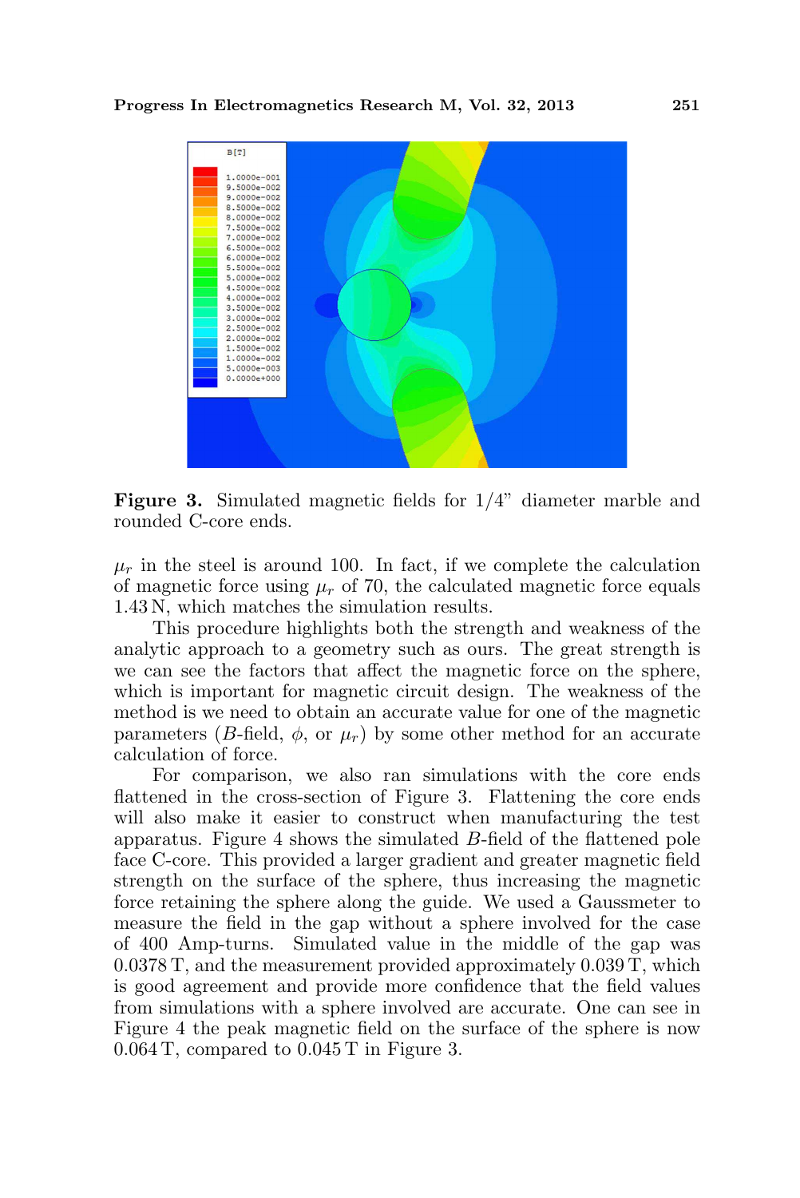**Figure 3.** Simulated magnetic fields for 1/4" diameter marble and rounded C-core ends.

$\mu_r$ in the steel is around 100. In fact, if we complete the calculation of magnetic force using $\mu_r$ of 70, the calculated magnetic force equals 1.43 N, which matches the simulation results.

This procedure highlights both the strength and weakness of the analytic approach to a geometry such as ours. The great strength is we can see the factors that affect the magnetic force on the sphere, which is important for magnetic circuit design. The weakness of the method is we need to obtain an accurate value for one of the magnetic parameters ($B$-field, $\phi$, or $\mu_r$) by some other method for an accurate calculation of force.

For comparison, we also ran simulations with the core ends flattened in the cross-section of Figure 3. Flattening the core ends will also make it easier to construct when manufacturing the test apparatus. Figure 4 shows the simulated $B$-field of the flattened pole face C-core. This provided a larger gradient and greater magnetic field strength on the surface of the sphere, thus increasing the magnetic force retaining the sphere along the guide. We used a Gaussmeter to measure the field in the gap without a sphere involved for the case of 400 Amp-turns. Simulated value in the middle of the gap was 0.0378 T, and the measurement provided approximately 0.039 T, which is good agreement and provide more confidence that the field values from simulations with a sphere involved are accurate. One can see in Figure 4 the peak magnetic field on the surface of the sphere is now 0.064 T, compared to 0.045 T in Figure 3.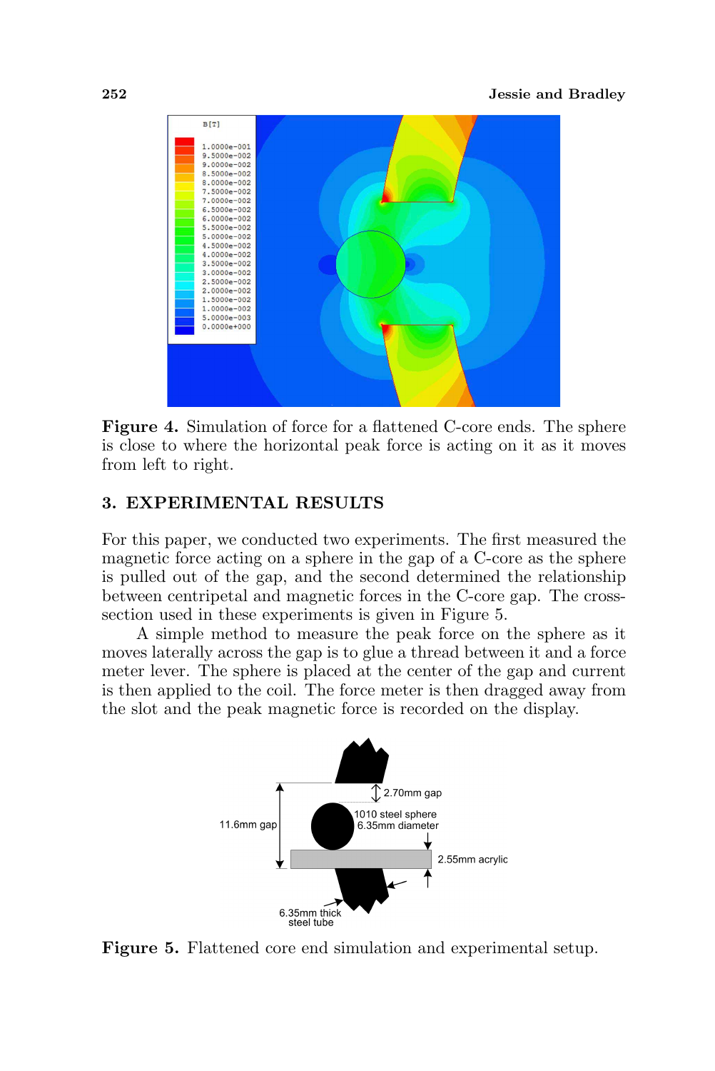**Figure 4.** Simulation of force for a flattened C-core ends. The sphere is close to where the horizontal peak force is acting on it as it moves from left to right.

## 3. EXPERIMENTAL RESULTS

For this paper, we conducted two experiments. The first measured the magnetic force acting on a sphere in the gap of a C-core as the sphere is pulled out of the gap, and the second determined the relationship between centripetal and magnetic forces in the C-core gap. The cross-section used in these experiments is given in Figure 5.

A simple method to measure the peak force on the sphere as it moves laterally across the gap is to glue a thread between it and a force meter lever. The sphere is placed at the center of the gap and current is then applied to the coil. The force meter is then dragged away from the slot and the peak magnetic force is recorded on the display.

**Figure 5.** Flattened core end simulation and experimental setup.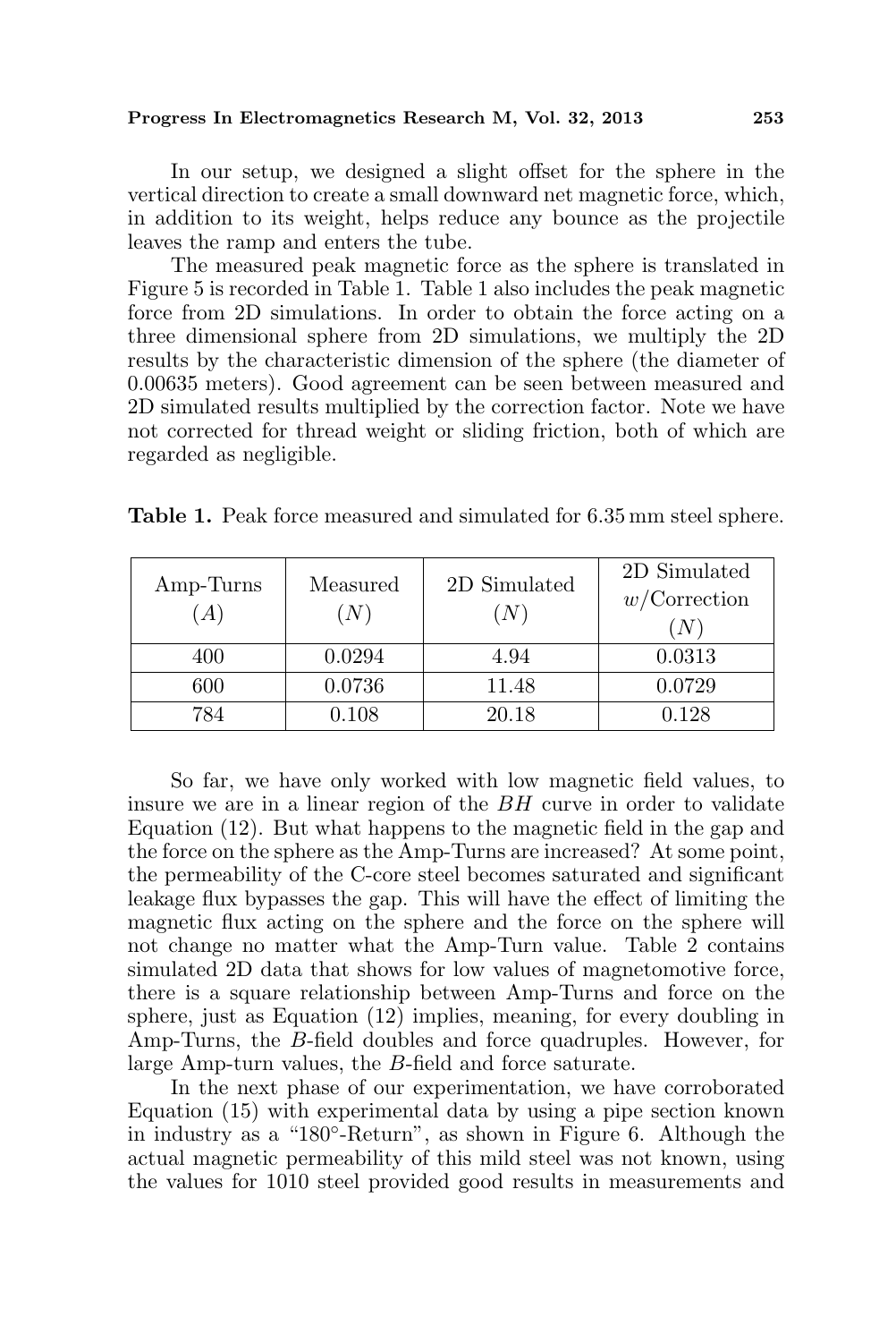In our setup, we designed a slight offset for the sphere in the vertical direction to create a small downward net magnetic force, which, in addition to its weight, helps reduce any bounce as the projectile leaves the ramp and enters the tube.

The measured peak magnetic force as the sphere is translated in Figure 5 is recorded in Table 1. Table 1 also includes the peak magnetic force from 2D simulations. In order to obtain the force acting on a three dimensional sphere from 2D simulations, we multiply the 2D results by the characteristic dimension of the sphere (the diameter of 0.00635 meters). Good agreement can be seen between measured and 2D simulated results multiplied by the correction factor. Note we have not corrected for thread weight or sliding friction, both of which are regarded as negligible.

**Table 1.** Peak force measured and simulated for 6.35 mm steel sphere.

| Amp-Turns $(A)$ | Measured $(N)$ | 2D Simulated $(N)$ | 2D Simulated $w$/Correction $(N)$ |
|---|---|---|---|
| 400 | 0.0294 | 4.94 | 0.0313 |
| 600 | 0.0736 | 11.48 | 0.0729 |
| 784 | 0.108 | 20.18 | 0.128 |

So far, we have only worked with low magnetic field values, to insure we are in a linear region of the $BH$ curve in order to validate Equation (12). But what happens to the magnetic field in the gap and the force on the sphere as the Amp-Turns are increased? At some point, the permeability of the C-core steel becomes saturated and significant leakage flux bypasses the gap. This will have the effect of limiting the magnetic flux acting on the sphere and the force on the sphere will not change no matter what the Amp-Turn value. Table 2 contains simulated 2D data that shows for low values of magnetomotive force, there is a square relationship between Amp-Turns and force on the sphere, just as Equation (12) implies, meaning, for every doubling in Amp-Turns, the $B$-field doubles and force quadruples. However, for large Amp-turn values, the $B$-field and force saturate.

In the next phase of our experimentation, we have corroborated Equation (15) with experimental data by using a pipe section known in industry as a "180°-Return", as shown in Figure 6. Although the actual magnetic permeability of this mild steel was not known, using the values for 1010 steel provided good results in measurements and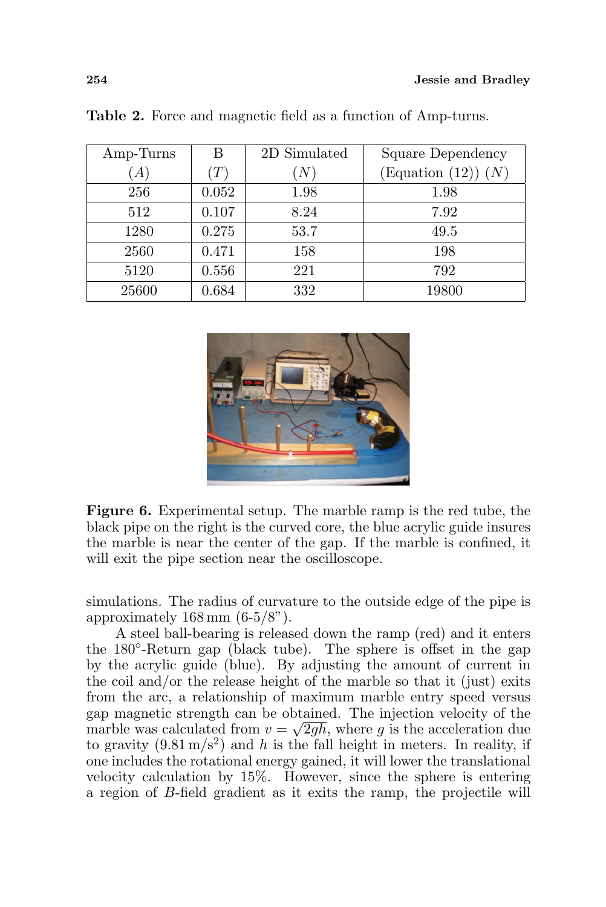**Table 2.** Force and magnetic field as a function of Amp-turns.

| Amp-Turns ($A$) | B ($T$) | 2D Simulated ($N$) | Square Dependency (Equation (12)) ($N$) |
|---|---|---|---|
| 256 | 0.052 | 1.98 | 1.98 |
| 512 | 0.107 | 8.24 | 7.92 |
| 1280 | 0.275 | 53.7 | 49.5 |
| 2560 | 0.471 | 158 | 198 |
| 5120 | 0.556 | 221 | 792 |
| 25600 | 0.684 | 332 | 19800 |

**Figure 6.** Experimental setup. The marble ramp is the red tube, the black pipe on the right is the curved core, the blue acrylic guide insures the marble is near the center of the gap. If the marble is confined, it will exit the pipe section near the oscilloscope.

simulations. The radius of curvature to the outside edge of the pipe is approximately 168 mm (6-5/8").

A steel ball-bearing is released down the ramp (red) and it enters the 180°-Return gap (black tube). The sphere is offset in the gap by the acrylic guide (blue). By adjusting the amount of current in the coil and/or the release height of the marble so that it (just) exits from the arc, a relationship of maximum marble entry speed versus gap magnetic strength can be obtained. The injection velocity of the marble was calculated from $v = \sqrt{2gh}$, where $g$ is the acceleration due to gravity ($9.81\,\mathrm{m/s^2}$) and $h$ is the fall height in meters. In reality, if one includes the rotational energy gained, it will lower the translational velocity calculation by 15%. However, since the sphere is entering a region of $B$-field gradient as it exits the ramp, the projectile will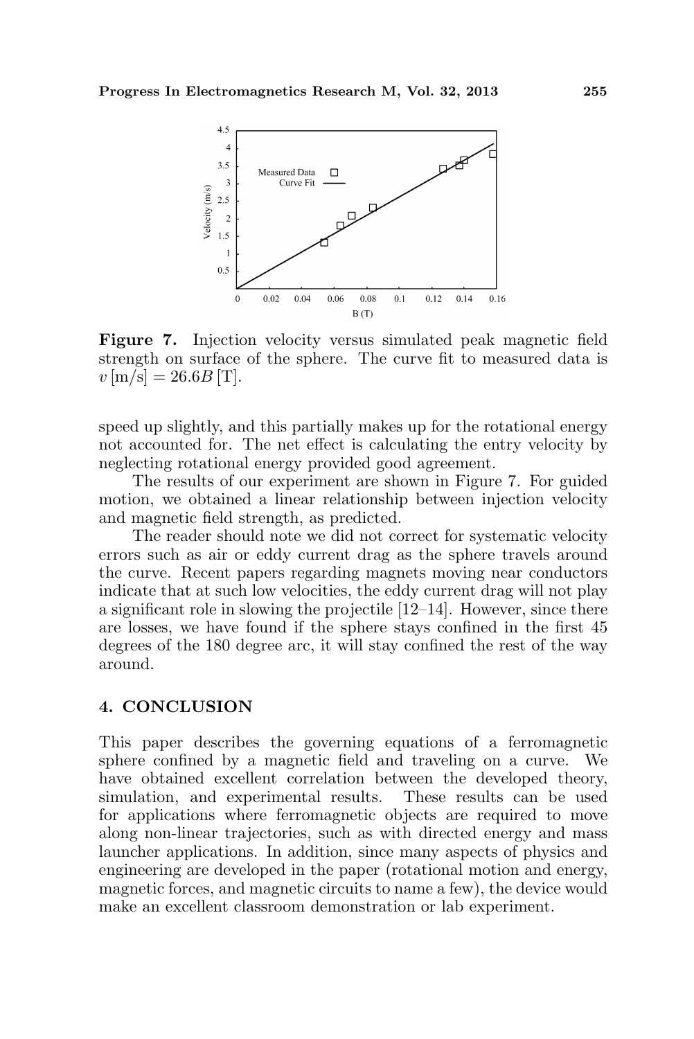**Figure 7.** Injection velocity versus simulated peak magnetic field strength on surface of the sphere. The curve fit to measured data is $v\,[\text{m/s}] = 26.6B\,[\text{T}]$.

speed up slightly, and this partially makes up for the rotational energy not accounted for. The net effect is calculating the entry velocity by neglecting rotational energy provided good agreement.

The results of our experiment are shown in Figure 7. For guided motion, we obtained a linear relationship between injection velocity and magnetic field strength, as predicted.

The reader should note we did not correct for systematic velocity errors such as air or eddy current drag as the sphere travels around the curve. Recent papers regarding magnets moving near conductors indicate that at such low velocities, the eddy current drag will not play a significant role in slowing the projectile [12–14]. However, since there are losses, we have found if the sphere stays confined in the first 45 degrees of the 180 degree arc, it will stay confined the rest of the way around.

## 4. CONCLUSION

This paper describes the governing equations of a ferromagnetic sphere confined by a magnetic field and traveling on a curve. We have obtained excellent correlation between the developed theory, simulation, and experimental results. These results can be used for applications where ferromagnetic objects are required to move along non-linear trajectories, such as with directed energy and mass launcher applications. In addition, since many aspects of physics and engineering are developed in the paper (rotational motion and energy, magnetic forces, and magnetic circuits to name a few), the device would make an excellent classroom demonstration or lab experiment.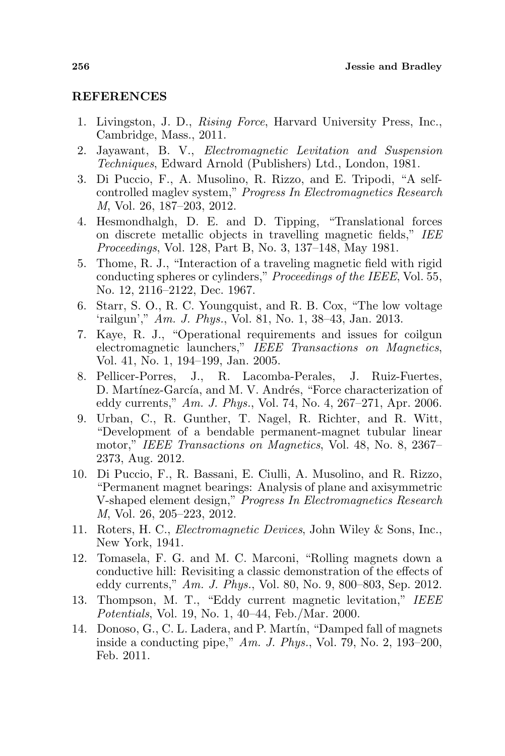## REFERENCES

1. Livingston, J. D., *Rising Force*, Harvard University Press, Inc., Cambridge, Mass., 2011.
2. Jayawant, B. V., *Electromagnetic Levitation and Suspension Techniques*, Edward Arnold (Publishers) Ltd., London, 1981.
3. Di Puccio, F., A. Musolino, R. Rizzo, and E. Tripodi, "A self-controlled maglev system," *Progress In Electromagnetics Research M*, Vol. 26, 187–203, 2012.
4. Hesmondhalgh, D. E. and D. Tipping, "Translational forces on discrete metallic objects in travelling magnetic fields," *IEE Proceedings*, Vol. 128, Part B, No. 3, 137–148, May 1981.
5. Thome, R. J., "Interaction of a traveling magnetic field with rigid conducting spheres or cylinders," *Proceedings of the IEEE*, Vol. 55, No. 12, 2116–2122, Dec. 1967.
6. Starr, S. O., R. C. Youngquist, and R. B. Cox, "The low voltage 'railgun'," *Am. J. Phys.*, Vol. 81, No. 1, 38–43, Jan. 2013.
7. Kaye, R. J., "Operational requirements and issues for coilgun electromagnetic launchers," *IEEE Transactions on Magnetics*, Vol. 41, No. 1, 194–199, Jan. 2005.
8. Pellicer-Porres, J., R. Lacomba-Perales, J. Ruiz-Fuertes, D. Martínez-García, and M. V. Andrés, "Force characterization of eddy currents," *Am. J. Phys.*, Vol. 74, No. 4, 267–271, Apr. 2006.
9. Urban, C., R. Gunther, T. Nagel, R. Richter, and R. Witt, "Development of a bendable permanent-magnet tubular linear motor," *IEEE Transactions on Magnetics*, Vol. 48, No. 8, 2367–2373, Aug. 2012.
10. Di Puccio, F., R. Bassani, E. Ciulli, A. Musolino, and R. Rizzo, "Permanent magnet bearings: Analysis of plane and axisymmetric V-shaped element design," *Progress In Electromagnetics Research M*, Vol. 26, 205–223, 2012.
11. Roters, H. C., *Electromagnetic Devices*, John Wiley & Sons, Inc., New York, 1941.
12. Tomasela, F. G. and M. C. Marconi, "Rolling magnets down a conductive hill: Revisiting a classic demonstration of the effects of eddy currents," *Am. J. Phys.*, Vol. 80, No. 9, 800–803, Sep. 2012.
13. Thompson, M. T., "Eddy current magnetic levitation," *IEEE Potentials*, Vol. 19, No. 1, 40–44, Feb./Mar. 2000.
14. Donoso, G., C. L. Ladera, and P. Martín, "Damped fall of magnets inside a conducting pipe," *Am. J. Phys.*, Vol. 79, No. 2, 193–200, Feb. 2011.